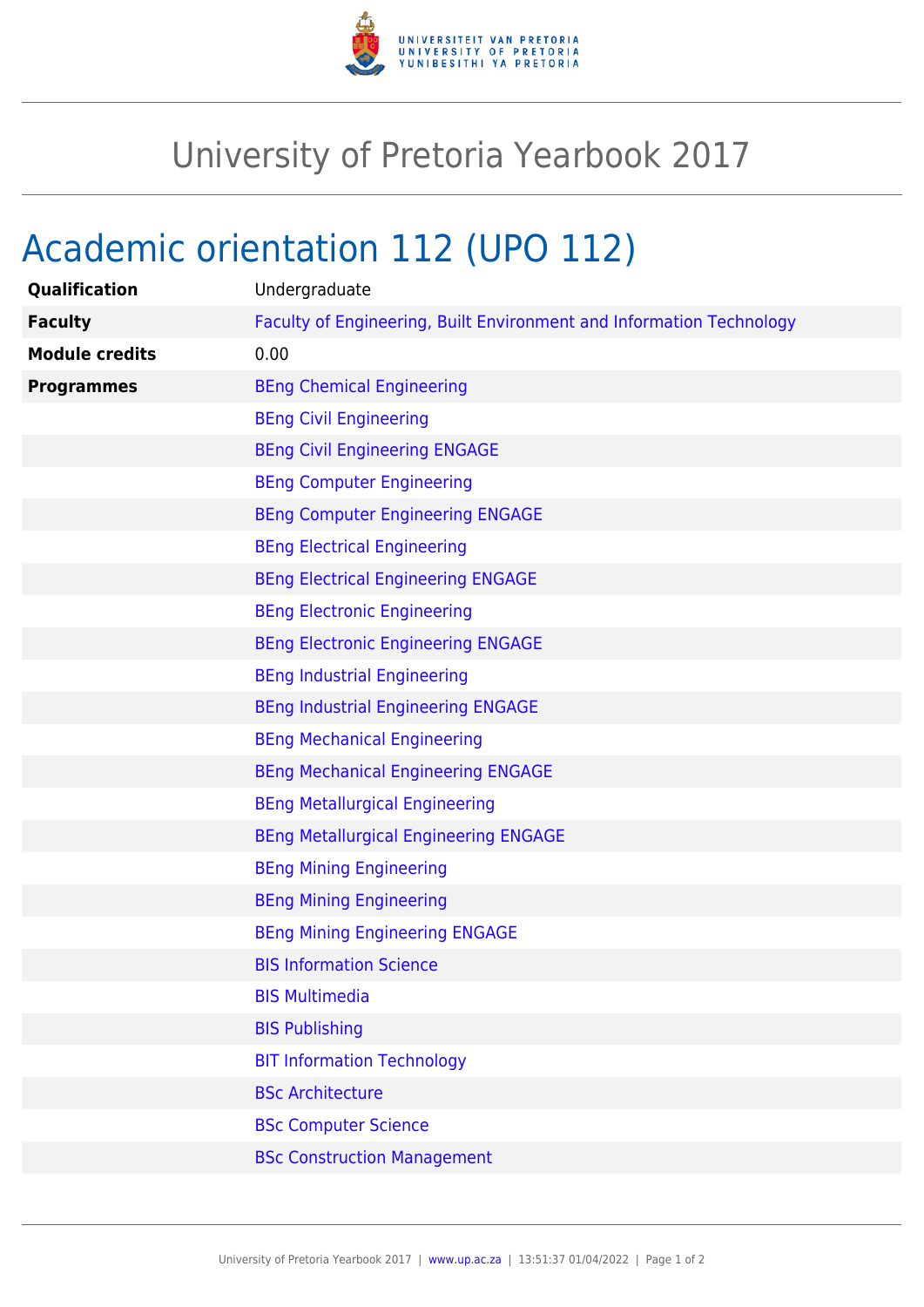# University of Pretoria Yearbook 2017

## Academic orientation 112 (UPO 112)

| | |
|---|---|
| **Qualification** | Undergraduate |
| **Faculty** | Faculty of Engineering, Built Environment and Information Technology |
| **Module credits** | 0.00 |
| **Programmes** | BEng Chemical Engineering |
| | BEng Civil Engineering |
| | BEng Civil Engineering ENGAGE |
| | BEng Computer Engineering |
| | BEng Computer Engineering ENGAGE |
| | BEng Electrical Engineering |
| | BEng Electrical Engineering ENGAGE |
| | BEng Electronic Engineering |
| | BEng Electronic Engineering ENGAGE |
| | BEng Industrial Engineering |
| | BEng Industrial Engineering ENGAGE |
| | BEng Mechanical Engineering |
| | BEng Mechanical Engineering ENGAGE |
| | BEng Metallurgical Engineering |
| | BEng Metallurgical Engineering ENGAGE |
| | BEng Mining Engineering |
| | BEng Mining Engineering |
| | BEng Mining Engineering ENGAGE |
| | BIS Information Science |
| | BIS Multimedia |
| | BIS Publishing |
| | BIT Information Technology |
| | BSc Architecture |
| | BSc Computer Science |
| | BSc Construction Management |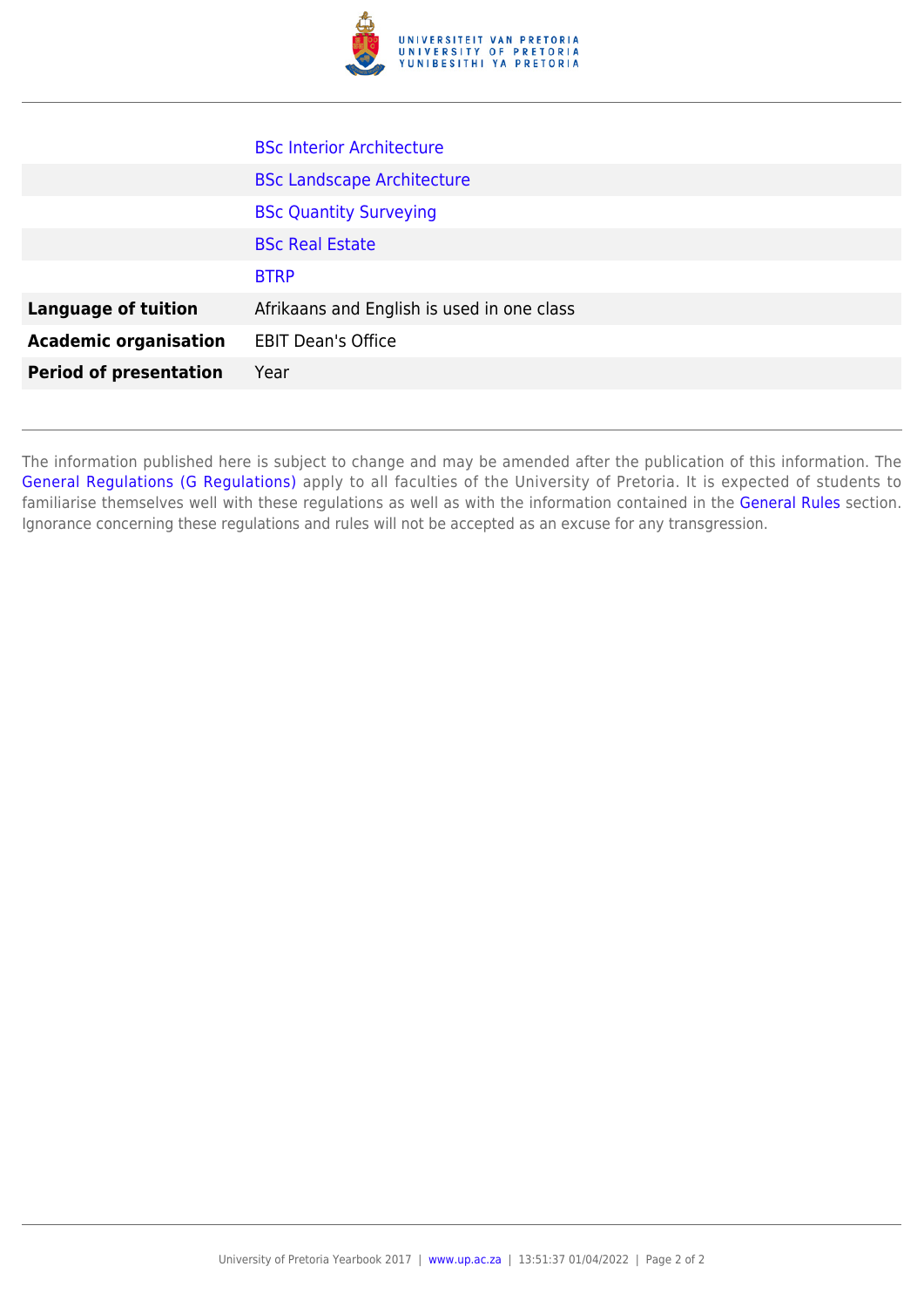| | |
|---|---|
| | BSc Interior Architecture |
| | BSc Landscape Architecture |
| | BSc Quantity Surveying |
| | BSc Real Estate |
| | BTRP |
| **Language of tuition** | Afrikaans and English is used in one class |
| **Academic organisation** | EBIT Dean's Office |
| **Period of presentation** | Year |

The information published here is subject to change and may be amended after the publication of this information. The General Regulations (G Regulations) apply to all faculties of the University of Pretoria. It is expected of students to familiarise themselves well with these regulations as well as with the information contained in the General Rules section. Ignorance concerning these regulations and rules will not be accepted as an excuse for any transgression.